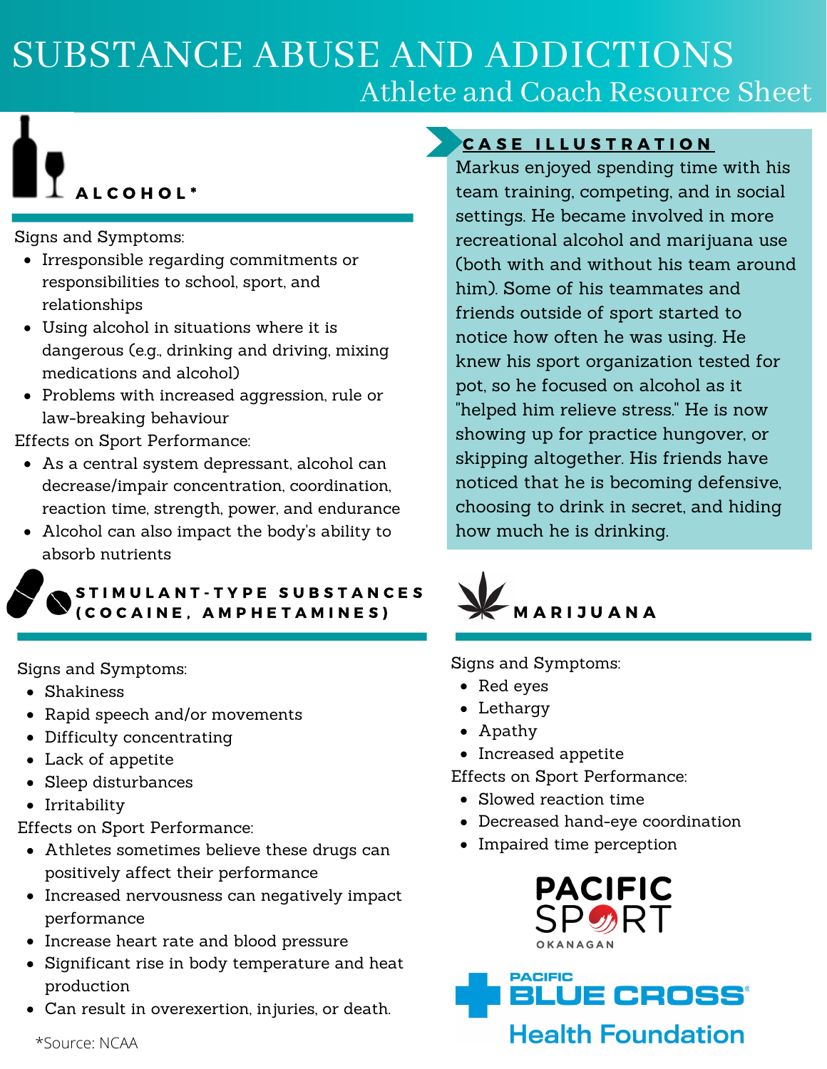# SUBSTANCE ABUSE AND ADDICTIONS

## Athlete and Coach Resource Sheet

### ALCOHOL*

Signs and Symptoms:

- Irresponsible regarding commitments or responsibilities to school, sport, and relationships
- Using alcohol in situations where it is dangerous (e.g., drinking and driving, mixing medications and alcohol)
- Problems with increased aggression, rule or law-breaking behaviour

Effects on Sport Performance:

- As a central system depressant, alcohol can decrease/impair concentration, coordination, reaction time, strength, power, and endurance
- Alcohol can also impact the body's ability to absorb nutrients

### STIMULANT-TYPE SUBSTANCES (COCAINE, AMPHETAMINES)

Signs and Symptoms:

- Shakiness
- Rapid speech and/or movements
- Difficulty concentrating
- Lack of appetite
- Sleep disturbances
- Irritability

Effects on Sport Performance:

- Athletes sometimes believe these drugs can positively affect their performance
- Increased nervousness can negatively impact performance
- Increase heart rate and blood pressure
- Significant rise in body temperature and heat production
- Can result in overexertion, injuries, or death.

*Source: NCAA

### CASE ILLUSTRATION

Markus enjoyed spending time with his team training, competing, and in social settings. He became involved in more recreational alcohol and marijuana use (both with and without his team around him). Some of his teammates and friends outside of sport started to notice how often he was using. He knew his sport organization tested for pot, so he focused on alcohol as it "helped him relieve stress." He is now showing up for practice hungover, or skipping altogether. His friends have noticed that he is becoming defensive, choosing to drink in secret, and hiding how much he is drinking.

### MARIJUANA

Signs and Symptoms:

- Red eyes
- Lethargy
- Apathy
- Increased appetite

Effects on Sport Performance:

- Slowed reaction time
- Decreased hand-eye coordination
- Impaired time perception

PACIFIC SPORT OKANAGAN

PACIFIC BLUE CROSS Health Foundation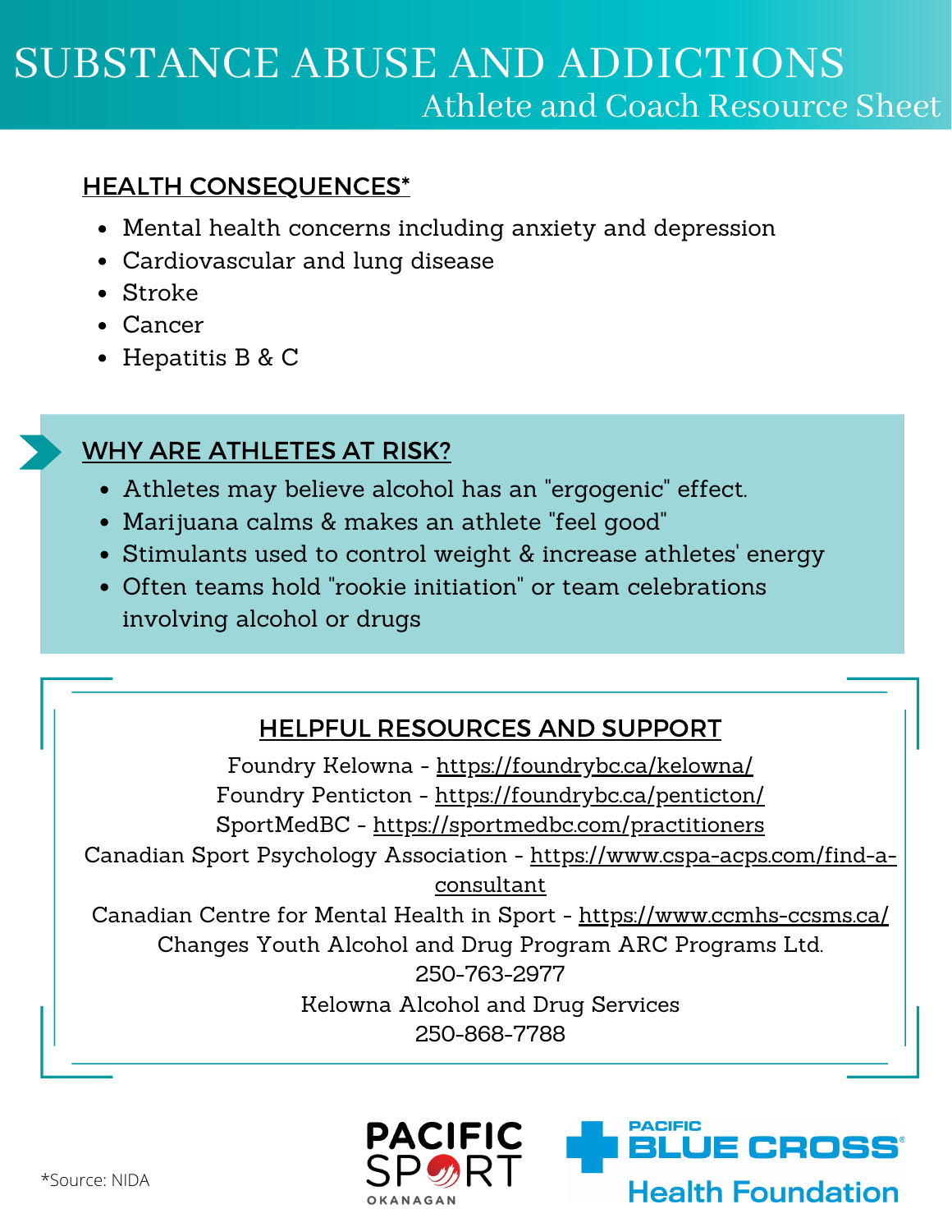# SUBSTANCE ABUSE AND ADDICTIONS

## Athlete and Coach Resource Sheet

### HEALTH CONSEQUENCES*

- Mental health concerns including anxiety and depression
- Cardiovascular and lung disease
- Stroke
- Cancer
- Hepatitis B & C

### WHY ARE ATHLETES AT RISK?

- Athletes may believe alcohol has an "ergogenic" effect.
- Marijuana calms & makes an athlete "feel good"
- Stimulants used to control weight & increase athletes' energy
- Often teams hold "rookie initiation" or team celebrations involving alcohol or drugs

### HELPFUL RESOURCES AND SUPPORT

Foundry Kelowna - https://foundrybc.ca/kelowna/
Foundry Penticton - https://foundrybc.ca/penticton/
SportMedBC - https://sportmedbc.com/practitioners
Canadian Sport Psychology Association - https://www.cspa-acps.com/find-a-consultant
Canadian Centre for Mental Health in Sport - https://www.ccmhs-ccsms.ca/
Changes Youth Alcohol and Drug Program ARC Programs Ltd.
250-763-2977
Kelowna Alcohol and Drug Services
250-868-7788

*Source: NIDA

PACIFIC SPORT OKANAGAN

PACIFIC BLUE CROSS Health Foundation